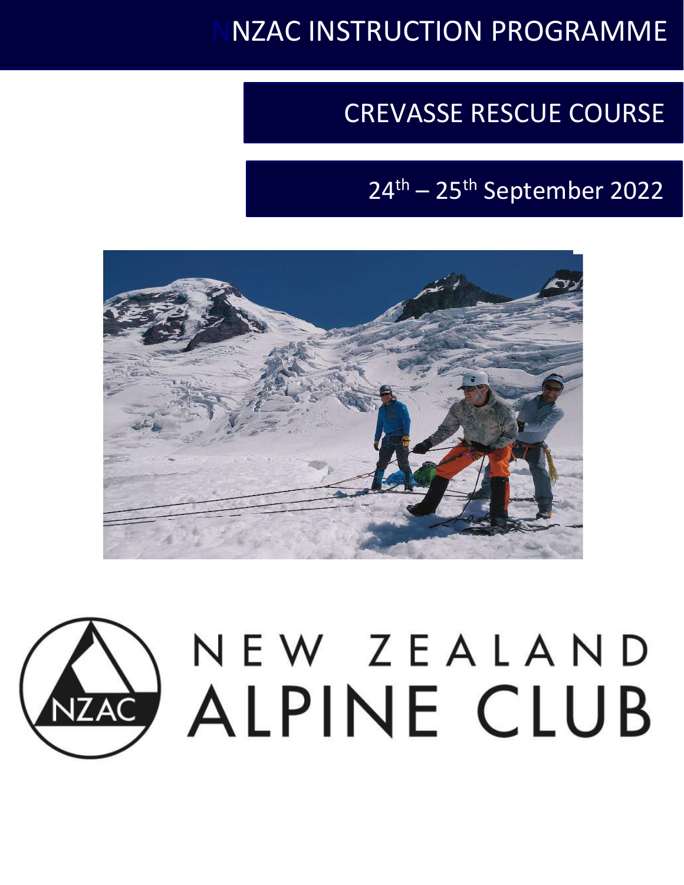# NZAC INSTRUCTION PROGRAMME

## CREVASSE RESCUE COURSE

## 24th – 25th September 2022

NEW ZEALAND ALPINE CLUB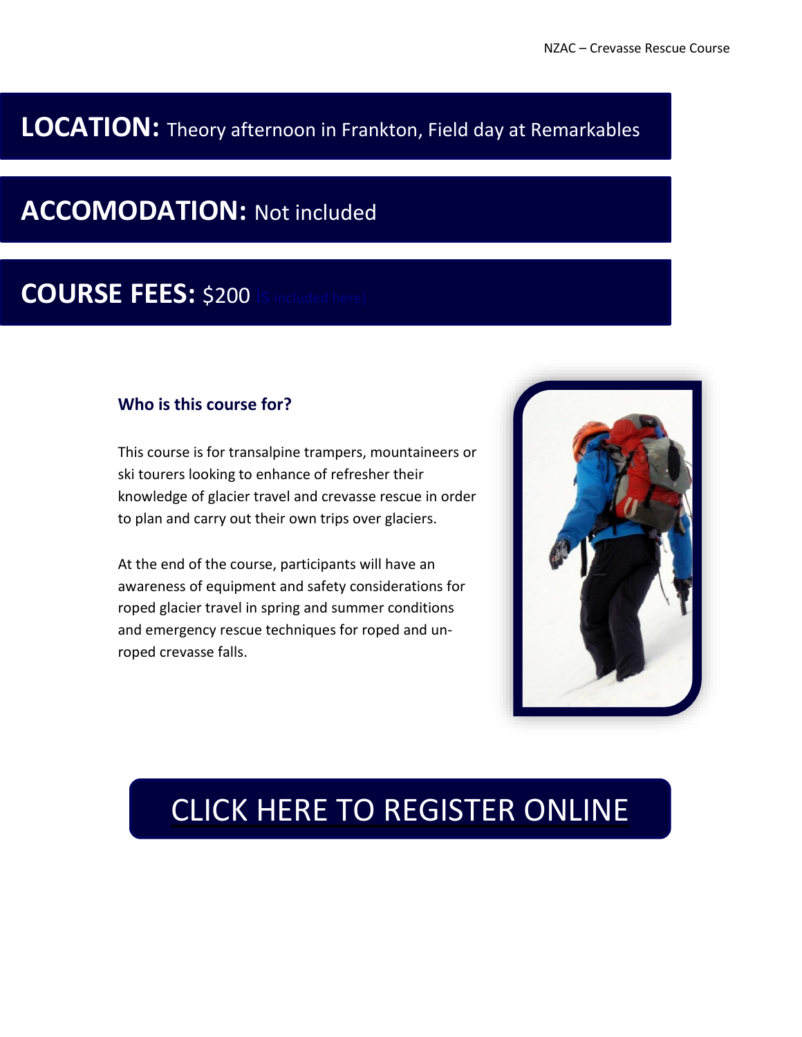**LOCATION:** Theory afternoon in Frankton, Field day at Remarkables

**ACCOMODATION:** Not included

**COURSE FEES:** $200 (S included here)

### Who is this course for?

This course is for transalpine trampers, mountaineers or ski tourers looking to enhance of refresher their knowledge of glacier travel and crevasse rescue in order to plan and carry out their own trips over glaciers.

At the end of the course, participants will have an awareness of equipment and safety considerations for roped glacier travel in spring and summer conditions and emergency rescue techniques for roped and un-roped crevasse falls.

CLICK HERE TO REGISTER ONLINE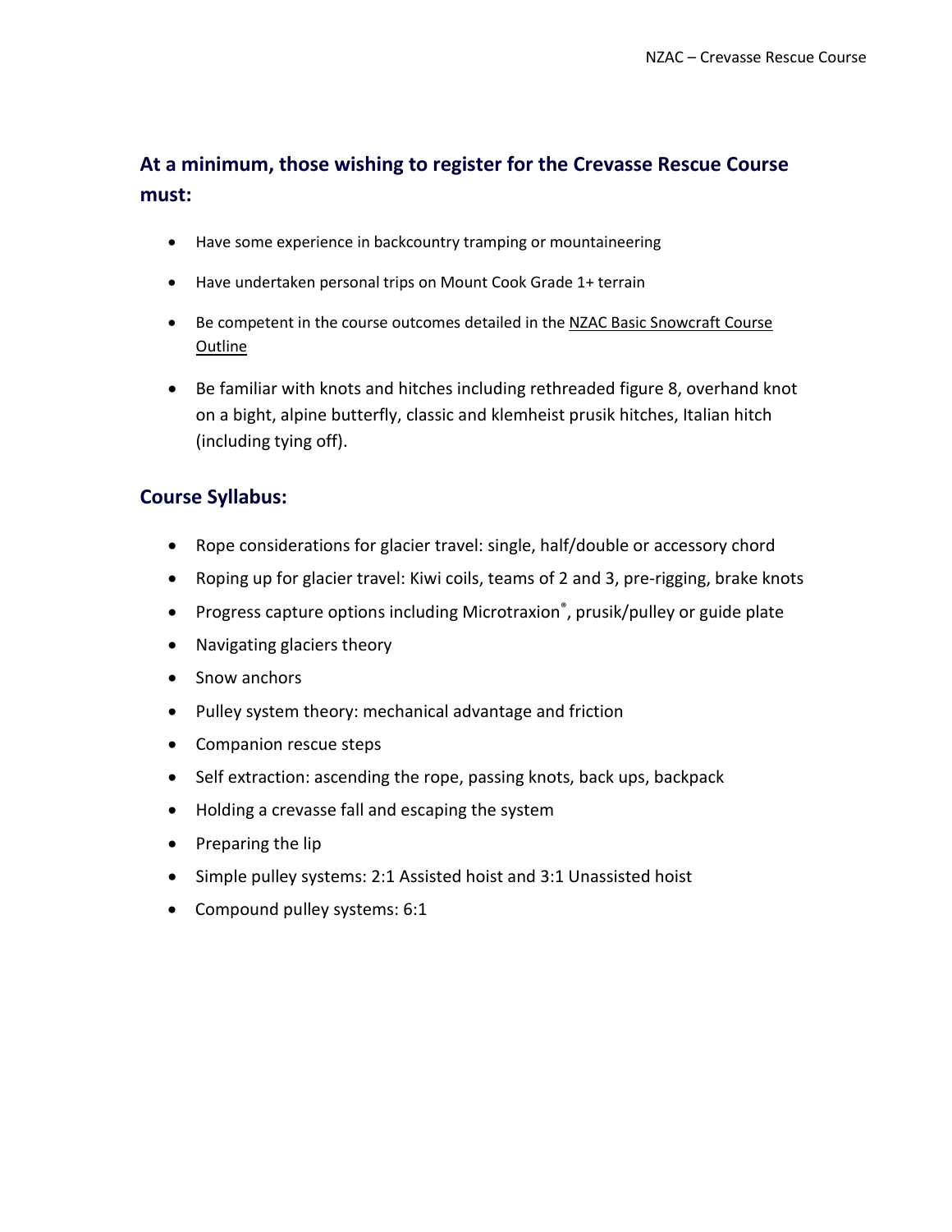## At a minimum, those wishing to register for the Crevasse Rescue Course must:

- Have some experience in backcountry tramping or mountaineering
- Have undertaken personal trips on Mount Cook Grade 1+ terrain
- Be competent in the course outcomes detailed in the NZAC Basic Snowcraft Course Outline
- Be familiar with knots and hitches including rethreaded figure 8, overhand knot on a bight, alpine butterfly, classic and klemheist prusik hitches, Italian hitch (including tying off).

## Course Syllabus:

- Rope considerations for glacier travel: single, half/double or accessory chord
- Roping up for glacier travel: Kiwi coils, teams of 2 and 3, pre-rigging, brake knots
- Progress capture options including Microtraxion®, prusik/pulley or guide plate
- Navigating glaciers theory
- Snow anchors
- Pulley system theory: mechanical advantage and friction
- Companion rescue steps
- Self extraction: ascending the rope, passing knots, back ups, backpack
- Holding a crevasse fall and escaping the system
- Preparing the lip
- Simple pulley systems: 2:1 Assisted hoist and 3:1 Unassisted hoist
- Compound pulley systems: 6:1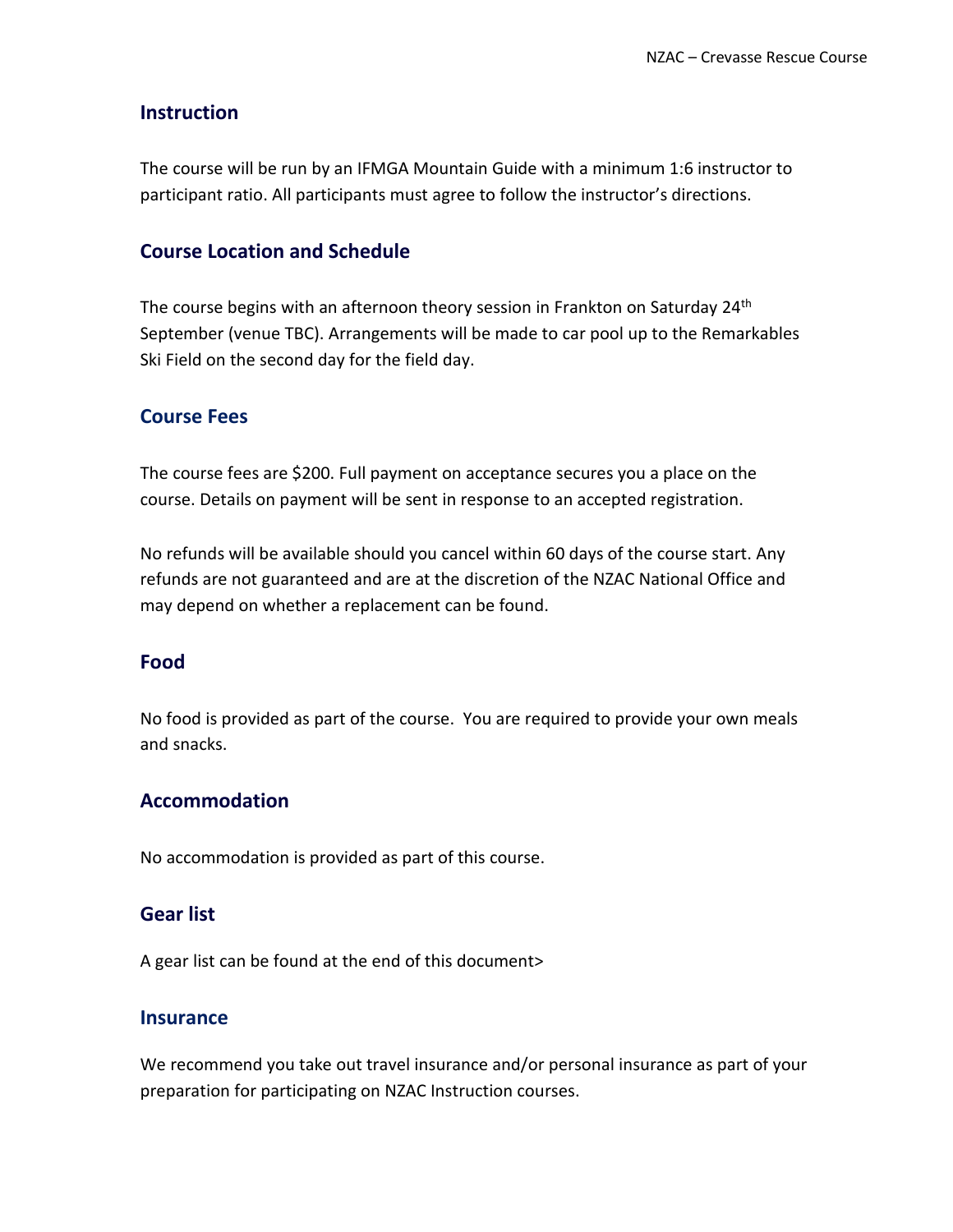## Instruction

The course will be run by an IFMGA Mountain Guide with a minimum 1:6 instructor to participant ratio. All participants must agree to follow the instructor's directions.

## Course Location and Schedule

The course begins with an afternoon theory session in Frankton on Saturday 24th September (venue TBC). Arrangements will be made to car pool up to the Remarkables Ski Field on the second day for the field day.

## Course Fees

The course fees are $200. Full payment on acceptance secures you a place on the course. Details on payment will be sent in response to an accepted registration.

No refunds will be available should you cancel within 60 days of the course start. Any refunds are not guaranteed and are at the discretion of the NZAC National Office and may depend on whether a replacement can be found.

## Food

No food is provided as part of the course. You are required to provide your own meals and snacks.

## Accommodation

No accommodation is provided as part of this course.

## Gear list

A gear list can be found at the end of this document>

## Insurance

We recommend you take out travel insurance and/or personal insurance as part of your preparation for participating on NZAC Instruction courses.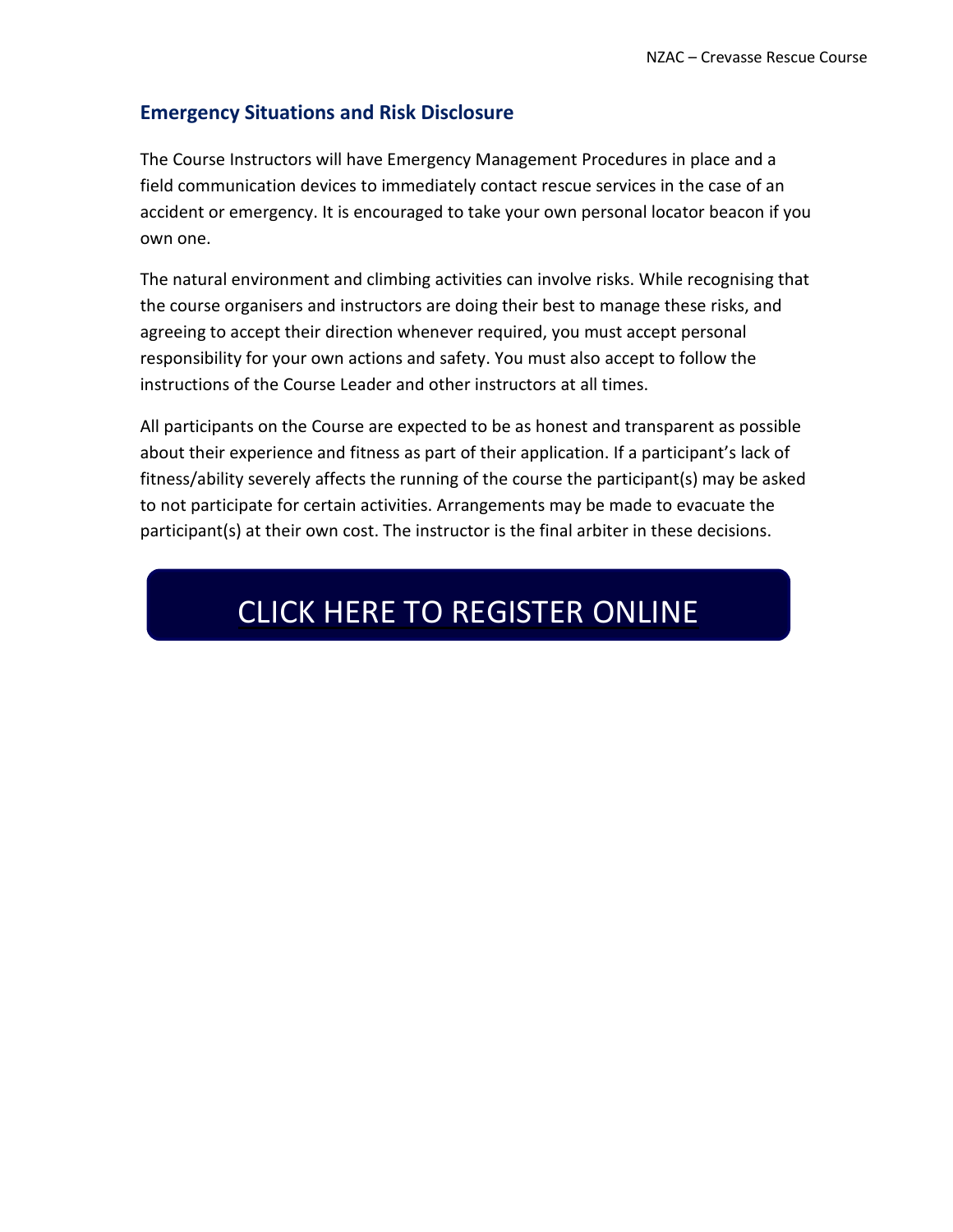## Emergency Situations and Risk Disclosure

The Course Instructors will have Emergency Management Procedures in place and a field communication devices to immediately contact rescue services in the case of an accident or emergency. It is encouraged to take your own personal locator beacon if you own one.

The natural environment and climbing activities can involve risks. While recognising that the course organisers and instructors are doing their best to manage these risks, and agreeing to accept their direction whenever required, you must accept personal responsibility for your own actions and safety. You must also accept to follow the instructions of the Course Leader and other instructors at all times.

All participants on the Course are expected to be as honest and transparent as possible about their experience and fitness as part of their application. If a participant's lack of fitness/ability severely affects the running of the course the participant(s) may be asked to not participate for certain activities. Arrangements may be made to evacuate the participant(s) at their own cost. The instructor is the final arbiter in these decisions.

CLICK HERE TO REGISTER ONLINE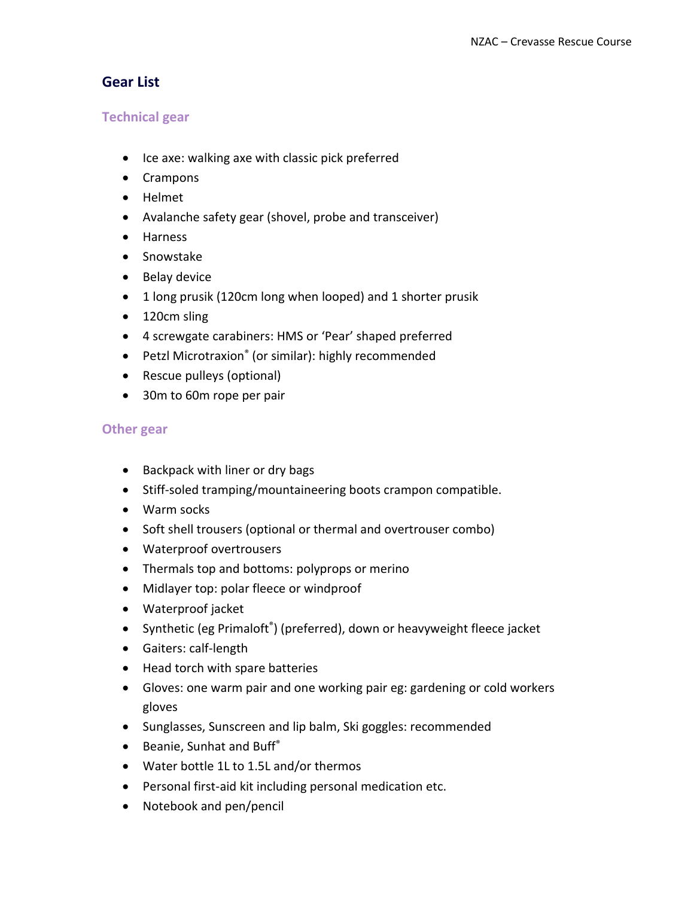## Gear List

### Technical gear

- Ice axe: walking axe with classic pick preferred
- Crampons
- Helmet
- Avalanche safety gear (shovel, probe and transceiver)
- Harness
- Snowstake
- Belay device
- 1 long prusik (120cm long when looped) and 1 shorter prusik
- 120cm sling
- 4 screwgate carabiners: HMS or 'Pear' shaped preferred
- Petzl Microtraxion® (or similar): highly recommended
- Rescue pulleys (optional)
- 30m to 60m rope per pair

### Other gear

- Backpack with liner or dry bags
- Stiff-soled tramping/mountaineering boots crampon compatible.
- Warm socks
- Soft shell trousers (optional or thermal and overtrouser combo)
- Waterproof overtrousers
- Thermals top and bottoms: polyprops or merino
- Midlayer top: polar fleece or windproof
- Waterproof jacket
- Synthetic (eg Primaloft®) (preferred), down or heavyweight fleece jacket
- Gaiters: calf-length
- Head torch with spare batteries
- Gloves: one warm pair and one working pair eg: gardening or cold workers gloves
- Sunglasses, Sunscreen and lip balm, Ski goggles: recommended
- Beanie, Sunhat and Buff®
- Water bottle 1L to 1.5L and/or thermos
- Personal first-aid kit including personal medication etc.
- Notebook and pen/pencil